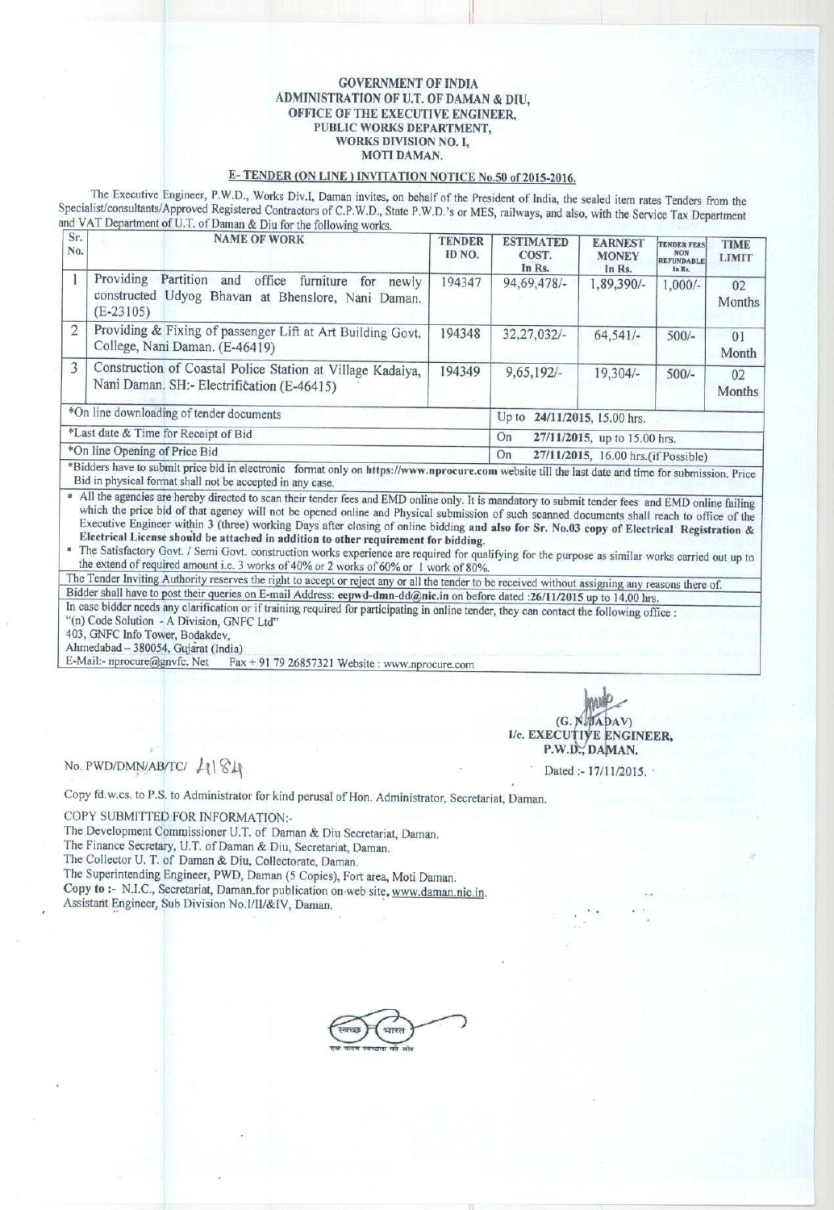# GOVERNMENT OF INDIA
## ADMINISTRATION OF U.T. OF DAMAN & DIU,
## OFFICE OF THE EXECUTIVE ENGINEER,
## PUBLIC WORKS DEPARTMENT,
## WORKS DIVISION NO. I,
## MOTI DAMAN.

### E- TENDER (ON LINE ) INVITATION NOTICE No.50 of 2015-2016.

The Executive Engineer, P.W.D., Works Div.I, Daman invites, on behalf of the President of India, the sealed item rates Tenders from the Specialist/consultants/Approved Registered Contractors of C.P.W.D., State P.W.D.'s or MES, railways, and also, with the Service Tax Department and VAT Department of U.T. of Daman & Diu for the following works.

| Sr. No. | NAME OF WORK | TENDER ID NO. | ESTIMATED COST. In Rs. | EARNEST MONEY In Rs. | TENDER FEES NON REFUNDABLE In Rs. | TIME LIMIT |
|---|---|---|---|---|---|---|
| 1 | Providing Partition and office furniture for newly constructed Udyog Bhavan at Bhenslore, Nani Daman. (E-23105) | 194347 | 94,69,478/- | 1,89,390/- | 1,000/- | 02 Months |
| 2 | Providing & Fixing of passenger Lift at Art Building Govt. College, Nani Daman. (E-46419) | 194348 | 32,27,032/- | 64,541/- | 500/- | 01 Month |
| 3 | Construction of Coastal Police Station at Village Kadaiya, Nani Daman. SH:- Electrification (E-46415) | 194349 | 9,65,192/- | 19,304/- | 500/- | 02 Months |

| | |
|---|---|
| *On line downloading of tender documents | Up to **24/11/2015**, 15.00 hrs. |
| *Last date & Time for Receipt of Bid | On **27/11/2015**, up to 15.00 hrs. |
| *On line Opening of Price Bid | On **27/11/2015**, 16.00 hrs.(if Possible) |

*Bidders have to submit price bid in electronic format only on **https://www.nprocure.com** website till the last date and time for submission. Price Bid in physical format shall not be accepted in any case.

- All the agencies are hereby directed to scan their tender fees and EMD online only. It is mandatory to submit tender fees and EMD online failing which the price bid of that agency will not be opened online and Physical submission of such scanned documents shall reach to office of the Executive Engineer within 3 (three) working Days after closing of online bidding **and also for Sr. No.03 copy of Electrical Registration & Electrical License should be attached in addition to other requirement for bidding.**
- The Satisfactory Govt. / Semi Govt. construction works experience are required for qualifying for the purpose as similar works carried out up to the extend of required amount i.e. 3 works of 40% or 2 works of 60% or 1 work of 80%.

The Tender Inviting Authority reserves the right to accept or reject any or all the tender to be received without assigning any reasons there of.

Bidder shall have to post their queries on E-mail Address: **eepwd-dmn-dd@nic.in** on before dated :**26/11/2015** up to 14.00 hrs.

In case bidder needs any clarification or if training required for participating in online tender, they can contact the following office :
"(n) Code Solution - A Division, GNFC Ltd"
403, GNFC Info Tower, Bodakdev,
Ahmedabad – 380054, Gujarat (India)
E-Mail:- nprocure@gnvfc. Net Fax + 91 79 26857321 Website : www.nprocure.com

(G. N. JADAV)
**I/c. EXECUTIVE ENGINEER,**
**P.W.D., DAMAN.**

No. PWD/DMN/AB/TC/ 4184

Dated :- 17/11/2015.

Copy fd.w.cs. to P.S. to Administrator for kind perusal of Hon. Administrator, Secretariat, Daman.

COPY SUBMITTED FOR INFORMATION:-
The Development Commissioner U.T. of Daman & Diu Secretariat, Daman.
The Finance Secretary, U.T. of Daman & Diu, Secretariat, Daman.
The Collector U. T. of Daman & Diu, Collectorate, Daman.
The Superintending Engineer, PWD, Daman (5 Copies), Fort area, Moti Daman.
Copy to :- N.I.C., Secretariat, Daman for publication on web site. www.daman.nic.in.
Assistant Engineer, Sub Division No.I/II/&IV, Daman.

स्वच्छ भारत
एक कदम स्वच्छता की ओर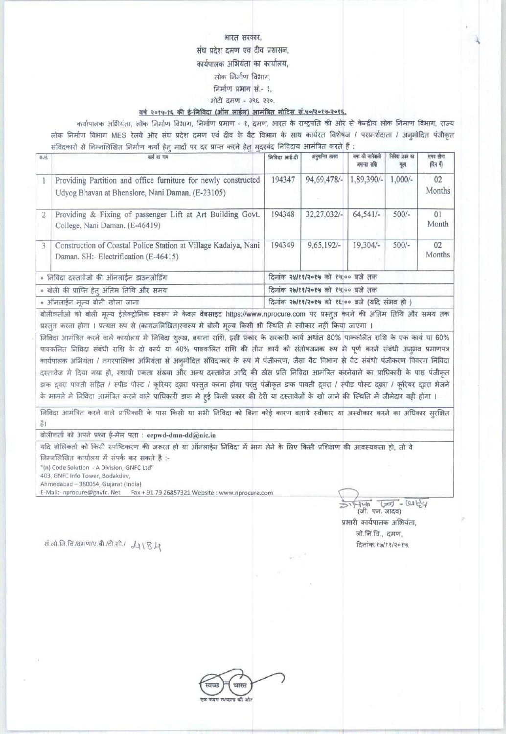भारत सरकार,

संघ प्रदेश दमण एवं दीव प्रशासन,

कार्यपालक अभियंता का कार्यालय,

लोक निर्माण विभाग,

निर्माण प्रभाग सं.- १,

मोटी दमण - ३९६ २२०.

**वर्ष २०१५-१६ की ई-निविदा (ऑन लाईन) आमंत्रित नोटिस सं.५०/२०१५-२०१६.**

कार्यपालक अभियंता, लोक निर्माण विभाग, निर्माण प्रभाग - १, दमण, भारत के राष्ट्रपति की ओर से केन्द्रीय लोक निमाण विभाग, राज्य लोक निर्माण विभाग MES रेलवे और संघ प्रदेश दमण एवं दीव के वैट विभाग के साथ कार्यरत विशेषज्ञ / परामर्शदाता / अनुमोदित पंजीकृत संविदकारो से निम्नलिखित निर्माण कर्यों हेतु मादों पर दर प्राप्त करने हेतु मुदरबंद निविदाय आमंत्रित करते हैं :

| क्र.सं. | कार्य का नाम | निविदा आई.डी | अनुमानित लागत | जमा की जानेवाली जमानत राशि | निविदा प्रपत्र का मूल्य | समय सीमा (दिन में) |
|---|---|---|---|---|---|---|
| 1 | Providing Partition and office furniture for newly constructed Udyog Bhavan at Bhenslore, Nani Daman. (E-23105) | 194347 | 94,69,478/- | 1,89,390/- | 1,000/- | 02 Months |
| 2 | Providing & Fixing of passenger Lift at Art Building Govt. College, Nani Daman. (E-46419) | 194348 | 32,27,032/- | 64,541/- | 500/- | 01 Month |
| 3 | Construction of Coastal Police Station at Village Kadaiya, Nani Daman. SH:- Electrification (E-46415) | 194349 | 9,65,192/- | 19,304/- | 500/- | 02 Months |

| | |
|---|---|
| • निविदा दस्तावेजो की ऑनलाईन डाउनलोडिंग | दिनांक २५/११/२०१५ को १५:०० बजे तक |
| • बोली की प्राप्ति हेतु अंतिम तिथि और समय | दिनांक २७/११/२०१५ को १५:०० बजे तक |
| • ऑनलाईन मूल्य बोली खोला जाना | दिनांक २७/११/२०१५ को १६:०० बजे (यदि संभव हो ) |

बोलीकर्ताओ को बोली मूल्य ईलेक्ट्रोनिक स्वरूप मे केवल वेबसाइट https://www.nprocure.com पर प्रस्तुत करने की अंतिम तिथि और समय तक प्रस्तुत करना होगा । प्रत्यक्ष रूप से (कागजलिखित)स्वरूप मे बोली मूल्य किसी भी स्थिति मे स्वीकार नहीं किया जाएगा ।

निविदा आमंत्रित करने वाले कार्यालय मे निविदा शुल्क, बयाना राशि, इसी प्रकार के सरकारी कार्य अर्थात 80% पाक्कलित राशि के एक कार्य या 60% पाक्कलित निविदा संबंधी राशि के दो कार्य या 40% पाक्कलित राशि की तीन कार्य को संतोषजनक रूप मे पूर्ण करने संबंधी अनुभव प्रमाणपत्र कार्यपालक अभियंता / नगरपालिका अभियंता से अनुमोदित संविदाकार के रूप मे पंजीकरण, जैसा वैट विभाग से वैट संबंधी पंजीकरण विवरण निविदा दस्तावेज मे दिया गया हो, स्थायी एकता संख्या और अन्य दस्तावेज आदि की ठोस प्रति निविदा आमंत्रित करनेवाले का प्राधिकारी के पास पंजीकृत डाक द्वरा पावती सहित / स्पीड पोस्ट / कूरियर द्वरा पस्तुत करना होगा परंतु पंजीकृत डाक पावती द्वरा / स्पीड पोस्ट द्वरा / कूरियर द्वरा भेजने के मामले मे निविदा आमंत्रित करने वाले प्राधिकारी डाक मे हुई किसी प्रकार की देरी या दस्तावेजों के खो जाने की स्थिति में जीम्मेदार वही होगा ।

निविदा आमंत्रित करने वाले प्राधिकारी के पास किसी या सभी निविदा को बिना कोई कारण बताये स्वीकार या अस्वीकार करने का अधिकार सुरक्षित है।

बोलीकर्ता को अपने प्रश्न ई-मेल पता : eepwd-dmn-dd@nic.in

यदि बोलिकर्ता को किसी स्पष्टिकरण की जरुरत हो या ऑनलाईन निविदा में भाग लेने के लिए किसी प्रशिक्षण की आवस्यकता हो, तो वे निम्नलिखित कार्यालय में संपर्क कर सकते है :-

"(n) Code Solution - A Division, GNFC Ltd"
403, GNFC Info Tower, Bodakdev,
Ahmedabad – 380054, Gujarat (India)
E-Mail:- nprocure@gnvfc. Net Fax + 91 79 26857321 Website : www.nprocure.com

(जी. एन. जादव)
प्रभारी कार्यपालक अभियंता,
लो.नि.वि., दमण,
दिनांक:१७/११/२०१५.

सं.लो.नि.वि./दमण/ए.बी./टी.सी./ 4184